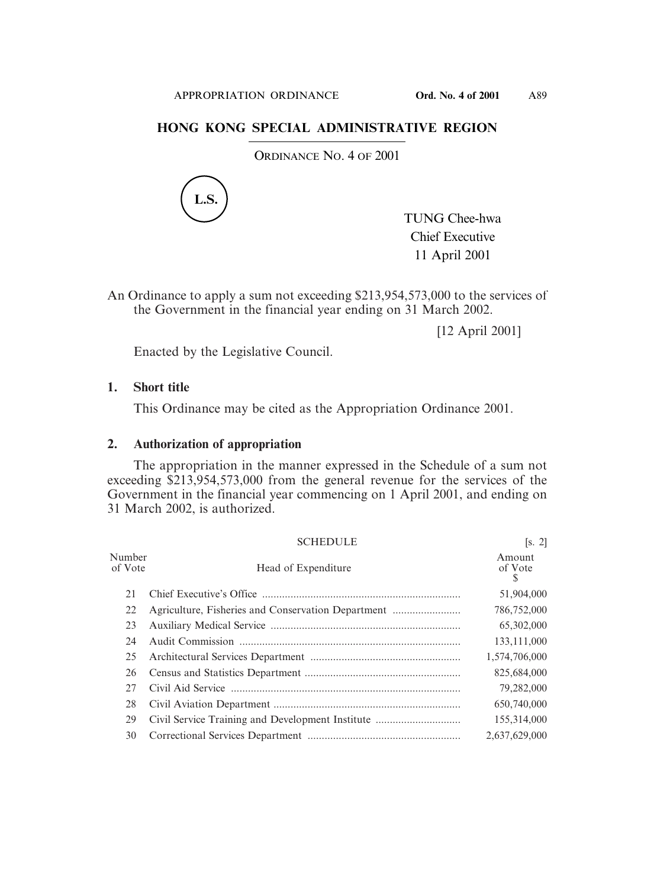# HONG KONG SPECIAL ADMINISTRATIVE REGION

ORDINANCE NO. 4 OF 2001

L.S.

TUNG Chee-hwa
Chief Executive
11 April 2001

An Ordinance to apply a sum not exceeding $213,954,573,000 to the services of the Government in the financial year ending on 31 March 2002.

[12 April 2001]

Enacted by the Legislative Council.

## 1. Short title

This Ordinance may be cited as the Appropriation Ordinance 2001.

## 2. Authorization of appropriation

The appropriation in the manner expressed in the Schedule of a sum not exceeding $213,954,573,000 from the general revenue for the services of the Government in the financial year commencing on 1 April 2001, and ending on 31 March 2002, is authorized.

SCHEDULE [s. 2]

| Number of Vote | Head of Expenditure | Amount of Vote $ |
|---|---|---|
| 21 | Chief Executive's Office | 51,904,000 |
| 22 | Agriculture, Fisheries and Conservation Department | 786,752,000 |
| 23 | Auxiliary Medical Service | 65,302,000 |
| 24 | Audit Commission | 133,111,000 |
| 25 | Architectural Services Department | 1,574,706,000 |
| 26 | Census and Statistics Department | 825,684,000 |
| 27 | Civil Aid Service | 79,282,000 |
| 28 | Civil Aviation Department | 650,740,000 |
| 29 | Civil Service Training and Development Institute | 155,314,000 |
| 30 | Correctional Services Department | 2,637,629,000 |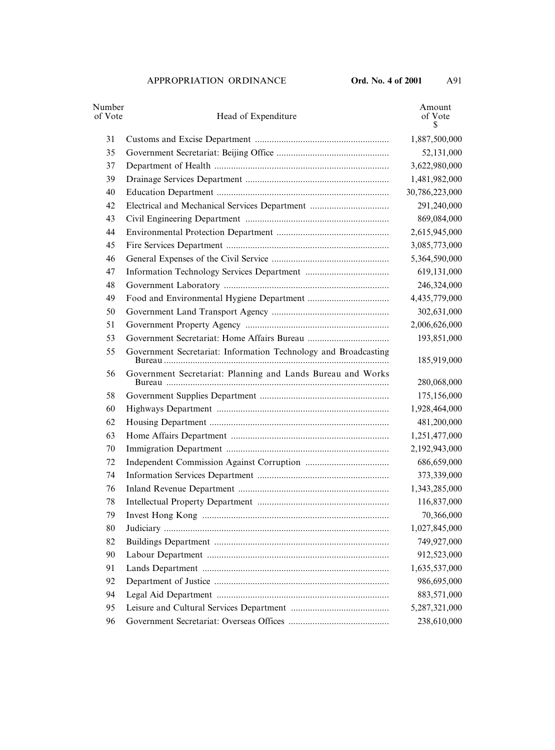| Number of Vote | Head of Expenditure | Amount of Vote $ |
|---|---|---|
| 31 | Customs and Excise Department | 1,887,500,000 |
| 35 | Government Secretariat: Beijing Office | 52,131,000 |
| 37 | Department of Health | 3,622,980,000 |
| 39 | Drainage Services Department | 1,481,982,000 |
| 40 | Education Department | 30,786,223,000 |
| 42 | Electrical and Mechanical Services Department | 291,240,000 |
| 43 | Civil Engineering Department | 869,084,000 |
| 44 | Environmental Protection Department | 2,615,945,000 |
| 45 | Fire Services Department | 3,085,773,000 |
| 46 | General Expenses of the Civil Service | 5,364,590,000 |
| 47 | Information Technology Services Department | 619,131,000 |
| 48 | Government Laboratory | 246,324,000 |
| 49 | Food and Environmental Hygiene Department | 4,435,779,000 |
| 50 | Government Land Transport Agency | 302,631,000 |
| 51 | Government Property Agency | 2,006,626,000 |
| 53 | Government Secretariat: Home Affairs Bureau | 193,851,000 |
| 55 | Government Secretariat: Information Technology and Broadcasting Bureau | 185,919,000 |
| 56 | Government Secretariat: Planning and Lands Bureau and Works Bureau | 280,068,000 |
| 58 | Government Supplies Department | 175,156,000 |
| 60 | Highways Department | 1,928,464,000 |
| 62 | Housing Department | 481,200,000 |
| 63 | Home Affairs Department | 1,251,477,000 |
| 70 | Immigration Department | 2,192,943,000 |
| 72 | Independent Commission Against Corruption | 686,659,000 |
| 74 | Information Services Department | 373,339,000 |
| 76 | Inland Revenue Department | 1,343,285,000 |
| 78 | Intellectual Property Department | 116,837,000 |
| 79 | Invest Hong Kong | 70,366,000 |
| 80 | Judiciary | 1,027,845,000 |
| 82 | Buildings Department | 749,927,000 |
| 90 | Labour Department | 912,523,000 |
| 91 | Lands Department | 1,635,537,000 |
| 92 | Department of Justice | 986,695,000 |
| 94 | Legal Aid Department | 883,571,000 |
| 95 | Leisure and Cultural Services Department | 5,287,321,000 |
| 96 | Government Secretariat: Overseas Offices | 238,610,000 |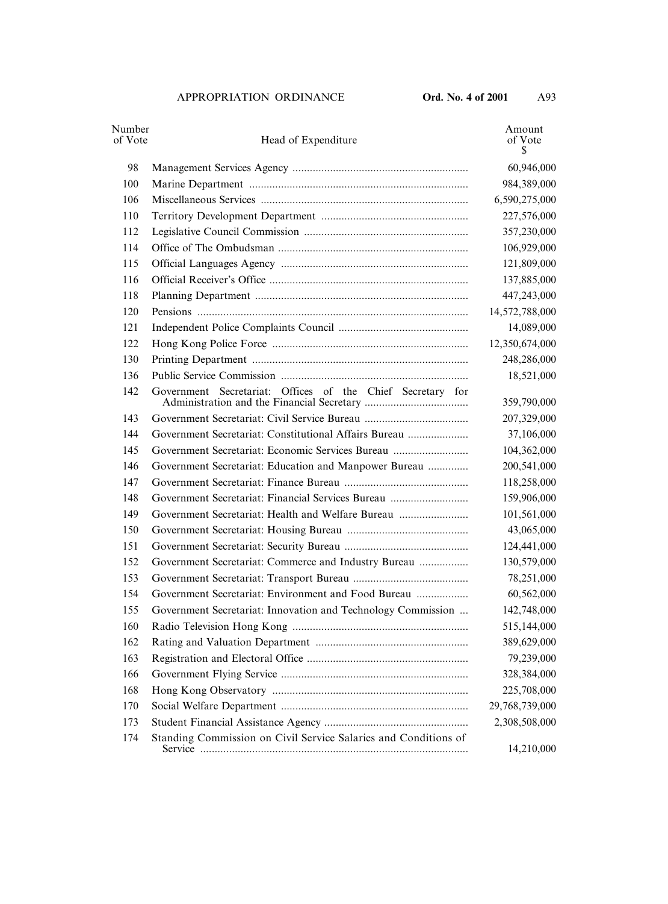| Number of Vote | Head of Expenditure | Amount of Vote $ |
|---|---|---|
| 98 | Management Services Agency | 60,946,000 |
| 100 | Marine Department | 984,389,000 |
| 106 | Miscellaneous Services | 6,590,275,000 |
| 110 | Territory Development Department | 227,576,000 |
| 112 | Legislative Council Commission | 357,230,000 |
| 114 | Office of The Ombudsman | 106,929,000 |
| 115 | Official Languages Agency | 121,809,000 |
| 116 | Official Receiver's Office | 137,885,000 |
| 118 | Planning Department | 447,243,000 |
| 120 | Pensions | 14,572,788,000 |
| 121 | Independent Police Complaints Council | 14,089,000 |
| 122 | Hong Kong Police Force | 12,350,674,000 |
| 130 | Printing Department | 248,286,000 |
| 136 | Public Service Commission | 18,521,000 |
| 142 | Government Secretariat: Offices of the Chief Secretary for Administration and the Financial Secretary | 359,790,000 |
| 143 | Government Secretariat: Civil Service Bureau | 207,329,000 |
| 144 | Government Secretariat: Constitutional Affairs Bureau | 37,106,000 |
| 145 | Government Secretariat: Economic Services Bureau | 104,362,000 |
| 146 | Government Secretariat: Education and Manpower Bureau | 200,541,000 |
| 147 | Government Secretariat: Finance Bureau | 118,258,000 |
| 148 | Government Secretariat: Financial Services Bureau | 159,906,000 |
| 149 | Government Secretariat: Health and Welfare Bureau | 101,561,000 |
| 150 | Government Secretariat: Housing Bureau | 43,065,000 |
| 151 | Government Secretariat: Security Bureau | 124,441,000 |
| 152 | Government Secretariat: Commerce and Industry Bureau | 130,579,000 |
| 153 | Government Secretariat: Transport Bureau | 78,251,000 |
| 154 | Government Secretariat: Environment and Food Bureau | 60,562,000 |
| 155 | Government Secretariat: Innovation and Technology Commission | 142,748,000 |
| 160 | Radio Television Hong Kong | 515,144,000 |
| 162 | Rating and Valuation Department | 389,629,000 |
| 163 | Registration and Electoral Office | 79,239,000 |
| 166 | Government Flying Service | 328,384,000 |
| 168 | Hong Kong Observatory | 225,708,000 |
| 170 | Social Welfare Department | 29,768,739,000 |
| 173 | Student Financial Assistance Agency | 2,308,508,000 |
| 174 | Standing Commission on Civil Service Salaries and Conditions of Service | 14,210,000 |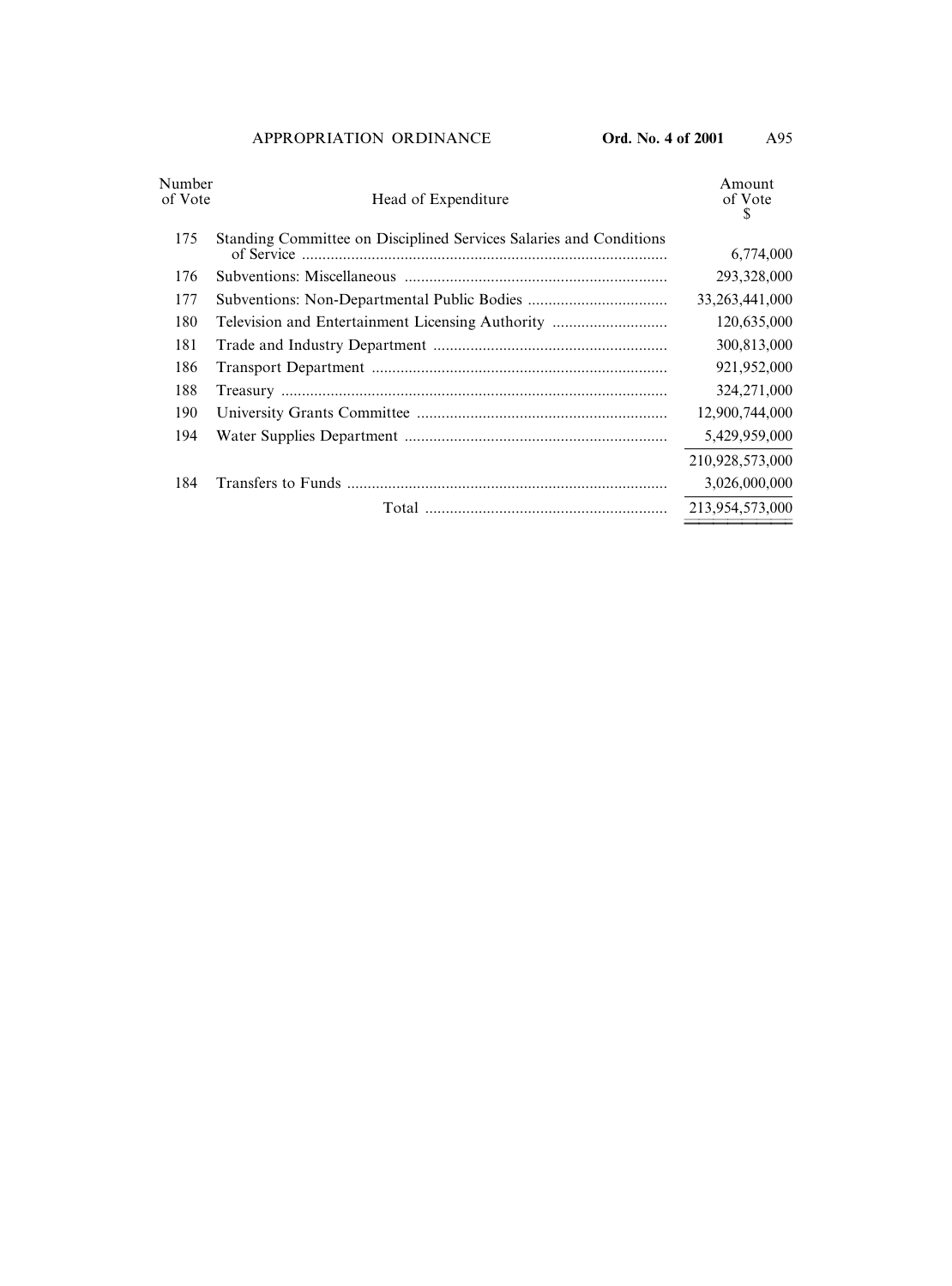| Number of Vote | Head of Expenditure | Amount of Vote $ |
| --- | --- | --- |
| 175 | Standing Committee on Disciplined Services Salaries and Conditions of Service | 6,774,000 |
| 176 | Subventions: Miscellaneous | 293,328,000 |
| 177 | Subventions: Non-Departmental Public Bodies | 33,263,441,000 |
| 180 | Television and Entertainment Licensing Authority | 120,635,000 |
| 181 | Trade and Industry Department | 300,813,000 |
| 186 | Transport Department | 921,952,000 |
| 188 | Treasury | 324,271,000 |
| 190 | University Grants Committee | 12,900,744,000 |
| 194 | Water Supplies Department | 5,429,959,000 |
| | | 210,928,573,000 |
| 184 | Transfers to Funds | 3,026,000,000 |
| | Total | 213,954,573,000 |